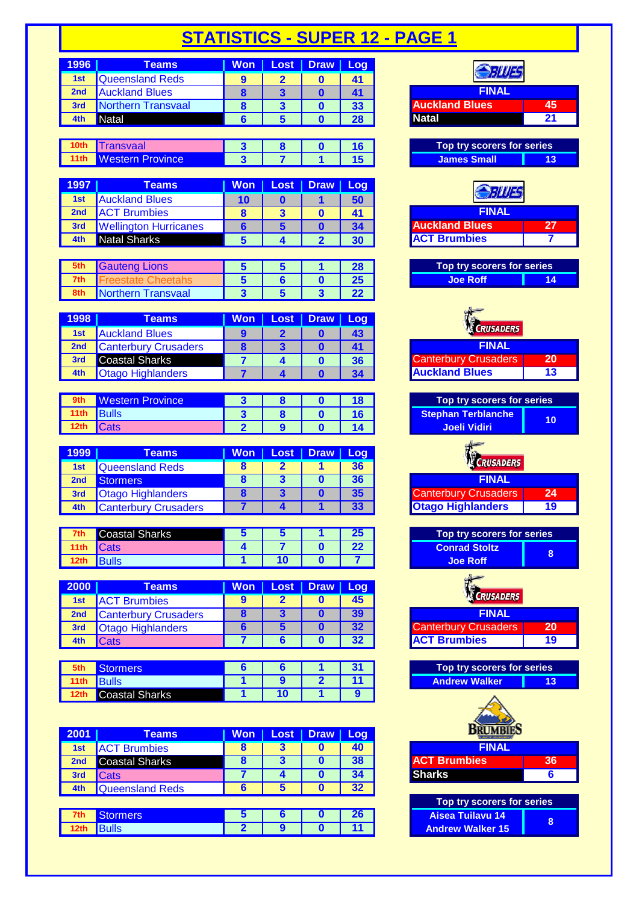# STATISTICS - SUPER 12 - PAGE 1

| 1996 | Teams | Won | Lost | Draw | Log |
|---|---|---|---|---|---|
| 1st | Queensland Reds | 9 | 2 | 0 | 41 |
| 2nd | Auckland Blues | 8 | 3 | 0 | 41 |
| 3rd | Northern Transvaal | 8 | 3 | 0 | 33 |
| 4th | Natal | 6 | 5 | 0 | 28 |
| 10th | Transvaal | 3 | 8 | 0 | 16 |
| 11th | Western Province | 3 | 7 | 1 | 15 |

| FINAL | |
|---|---|
| Auckland Blues | 45 |
| Natal | 21 |

| Top try scorers for series | |
|---|---|
| James Small | 13 |

| 1997 | Teams | Won | Lost | Draw | Log |
|---|---|---|---|---|---|
| 1st | Auckland Blues | 10 | 0 | 1 | 50 |
| 2nd | ACT Brumbies | 8 | 3 | 0 | 41 |
| 3rd | Wellington Hurricanes | 6 | 5 | 0 | 34 |
| 4th | Natal Sharks | 5 | 4 | 2 | 30 |
| 5th | Gauteng Lions | 5 | 5 | 1 | 28 |
| 7th | Freestate Cheetahs | 5 | 6 | 0 | 25 |
| 8th | Northern Transvaal | 3 | 5 | 3 | 22 |

| FINAL | |
|---|---|
| Auckland Blues | 27 |
| ACT Brumbies | 7 |

| Top try scorers for series | |
|---|---|
| Joe Roff | 14 |

| 1998 | Teams | Won | Lost | Draw | Log |
|---|---|---|---|---|---|
| 1st | Auckland Blues | 9 | 2 | 0 | 43 |
| 2nd | Canterbury Crusaders | 8 | 3 | 0 | 41 |
| 3rd | Coastal Sharks | 7 | 4 | 0 | 36 |
| 4th | Otago Highlanders | 7 | 4 | 0 | 34 |
| 9th | Western Province | 3 | 8 | 0 | 18 |
| 11th | Bulls | 3 | 8 | 0 | 16 |
| 12th | Cats | 2 | 9 | 0 | 14 |

| FINAL | |
|---|---|
| Canterbury Crusaders | 20 |
| Auckland Blues | 13 |

| Top try scorers for series | |
|---|---|
| Stephan Terblanche<br>Joeli Vidiri | 10 |

| 1999 | Teams | Won | Lost | Draw | Log |
|---|---|---|---|---|---|
| 1st | Queensland Reds | 8 | 2 | 1 | 36 |
| 2nd | Stormers | 8 | 3 | 0 | 36 |
| 3rd | Otago Highlanders | 8 | 3 | 0 | 35 |
| 4th | Canterbury Crusaders | 7 | 4 | 1 | 33 |
| 7th | Coastal Sharks | 5 | 5 | 1 | 25 |
| 11th | Cats | 4 | 7 | 0 | 22 |
| 12th | Bulls | 1 | 10 | 0 | 7 |

| FINAL | |
|---|---|
| Canterbury Crusaders | 24 |
| Otago Highlanders | 19 |

| Top try scorers for series | |
|---|---|
| Conrad Stoltz<br>Joe Roff | 8 |

| 2000 | Teams | Won | Lost | Draw | Log |
|---|---|---|---|---|---|
| 1st | ACT Brumbies | 9 | 2 | 0 | 45 |
| 2nd | Canterbury Crusaders | 8 | 3 | 0 | 39 |
| 3rd | Otago Highlanders | 6 | 5 | 0 | 32 |
| 4th | Cats | 7 | 6 | 0 | 32 |
| 5th | Stormers | 6 | 6 | 1 | 31 |
| 11th | Bulls | 1 | 9 | 2 | 11 |
| 12th | Coastal Sharks | 1 | 10 | 1 | 9 |

| FINAL | |
|---|---|
| Canterbury Crusaders | 20 |
| ACT Brumbies | 19 |

| Top try scorers for series | |
|---|---|
| Andrew Walker | 13 |

| 2001 | Teams | Won | Lost | Draw | Log |
|---|---|---|---|---|---|
| 1st | ACT Brumbies | 8 | 3 | 0 | 40 |
| 2nd | Coastal Sharks | 8 | 3 | 0 | 38 |
| 3rd | Cats | 7 | 4 | 0 | 34 |
| 4th | Queensland Reds | 6 | 5 | 0 | 32 |
| 7th | Stormers | 5 | 6 | 0 | 26 |
| 12th | Bulls | 2 | 9 | 0 | 11 |

| FINAL | |
|---|---|
| ACT Brumbies | 36 |
| Sharks | 6 |

| Top try scorers for series | |
|---|---|
| Aisea Tuilavu 14<br>Andrew Walker 15 | 8 |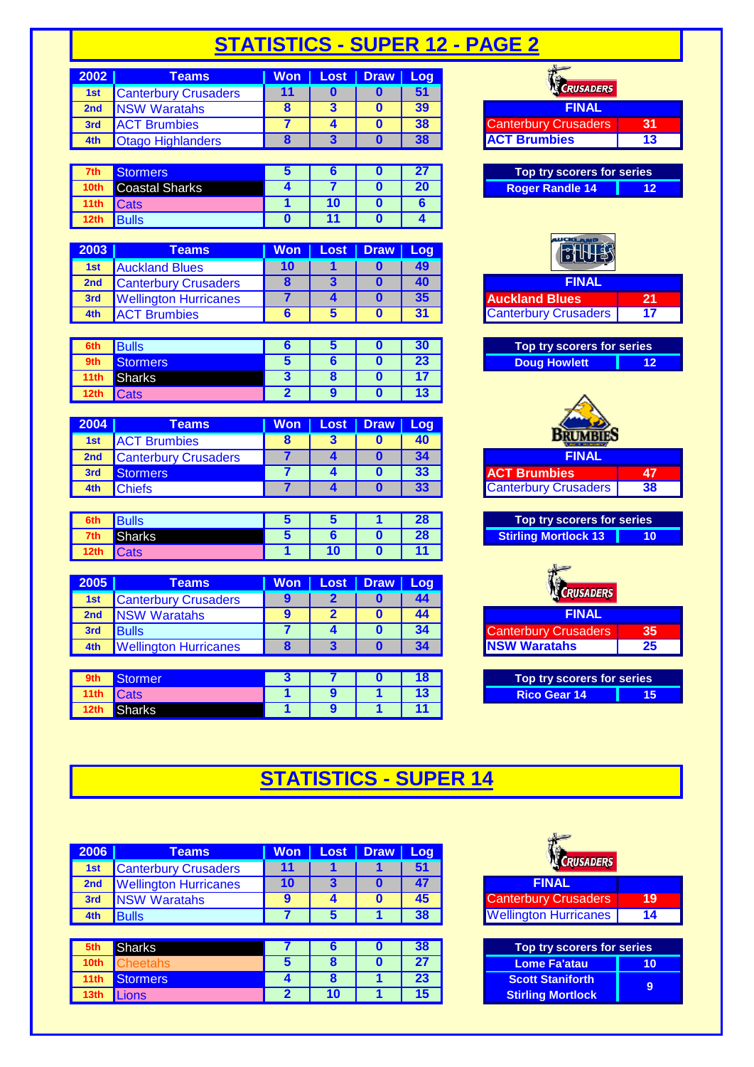# STATISTICS - SUPER 12 - PAGE 2

| 2002 | Teams | Won | Lost | Draw | Log |
|---|---|---|---|---|---|
| 1st | Canterbury Crusaders | 11 | 0 | 0 | 51 |
| 2nd | NSW Waratahs | 8 | 3 | 0 | 39 |
| 3rd | ACT Brumbies | 7 | 4 | 0 | 38 |
| 4th | Otago Highlanders | 8 | 3 | 0 | 38 |
| 7th | Stormers | 5 | 6 | 0 | 27 |
| 10th | Coastal Sharks | 4 | 7 | 0 | 20 |
| 11th | Cats | 1 | 10 | 0 | 6 |
| 12th | Bulls | 0 | 11 | 0 | 4 |

CRUSADERS

| FINAL | |
|---|---|
| Canterbury Crusaders | 31 |
| ACT Brumbies | 13 |

| Top try scorers for series | |
|---|---|
| Roger Randle 14 | 12 |

| 2003 | Teams | Won | Lost | Draw | Log |
|---|---|---|---|---|---|
| 1st | Auckland Blues | 10 | 1 | 0 | 49 |
| 2nd | Canterbury Crusaders | 8 | 3 | 0 | 40 |
| 3rd | Wellington Hurricanes | 7 | 4 | 0 | 35 |
| 4th | ACT Brumbies | 6 | 5 | 0 | 31 |
| 6th | Bulls | 6 | 5 | 0 | 30 |
| 9th | Stormers | 5 | 6 | 0 | 23 |
| 11th | Sharks | 3 | 8 | 0 | 17 |
| 12th | Cats | 2 | 9 | 0 | 13 |

AUCKLAND BLUES

| FINAL | |
|---|---|
| Auckland Blues | 21 |
| Canterbury Crusaders | 17 |

| Top try scorers for series | |
|---|---|
| Doug Howlett | 12 |

| 2004 | Teams | Won | Lost | Draw | Log |
|---|---|---|---|---|---|
| 1st | ACT Brumbies | 8 | 3 | 0 | 40 |
| 2nd | Canterbury Crusaders | 7 | 4 | 0 | 34 |
| 3rd | Stormers | 7 | 4 | 0 | 33 |
| 4th | Chiefs | 7 | 4 | 0 | 33 |
| 6th | Bulls | 5 | 5 | 1 | 28 |
| 7th | Sharks | 5 | 6 | 0 | 28 |
| 12th | Cats | 1 | 10 | 0 | 11 |

BRUMBIES

| FINAL | |
|---|---|
| ACT Brumbies | 47 |
| Canterbury Crusaders | 38 |

| Top try scorers for series | |
|---|---|
| Stirling Mortlock 13 | 10 |

| 2005 | Teams | Won | Lost | Draw | Log |
|---|---|---|---|---|---|
| 1st | Canterbury Crusaders | 9 | 2 | 0 | 44 |
| 2nd | NSW Waratahs | 9 | 2 | 0 | 44 |
| 3rd | Bulls | 7 | 4 | 0 | 34 |
| 4th | Wellington Hurricanes | 8 | 3 | 0 | 34 |
| 9th | Stormer | 3 | 7 | 0 | 18 |
| 11th | Cats | 1 | 9 | 1 | 13 |
| 12th | Sharks | 1 | 9 | 1 | 11 |

CRUSADERS

| FINAL | |
|---|---|
| Canterbury Crusaders | 35 |
| NSW Waratahs | 25 |

| Top try scorers for series | |
|---|---|
| Rico Gear 14 | 15 |

# STATISTICS - SUPER 14

| 2006 | Teams | Won | Lost | Draw | Log |
|---|---|---|---|---|---|
| 1st | Canterbury Crusaders | 11 | 1 | 1 | 51 |
| 2nd | Wellington Hurricanes | 10 | 3 | 0 | 47 |
| 3rd | NSW Waratahs | 9 | 4 | 0 | 45 |
| 4th | Bulls | 7 | 5 | 1 | 38 |
| 5th | Sharks | 7 | 6 | 0 | 38 |
| 10th | Cheetahs | 5 | 8 | 0 | 27 |
| 11th | Stormers | 4 | 8 | 1 | 23 |
| 13th | Lions | 2 | 10 | 1 | 15 |

CRUSADERS

| FINAL | |
|---|---|
| Canterbury Crusaders | 19 |
| Wellington Hurricanes | 14 |

| Top try scorers for series | |
|---|---|
| Lome Fa'atau | 10 |
| Scott Staniforth<br>Stirling Mortlock | 9 |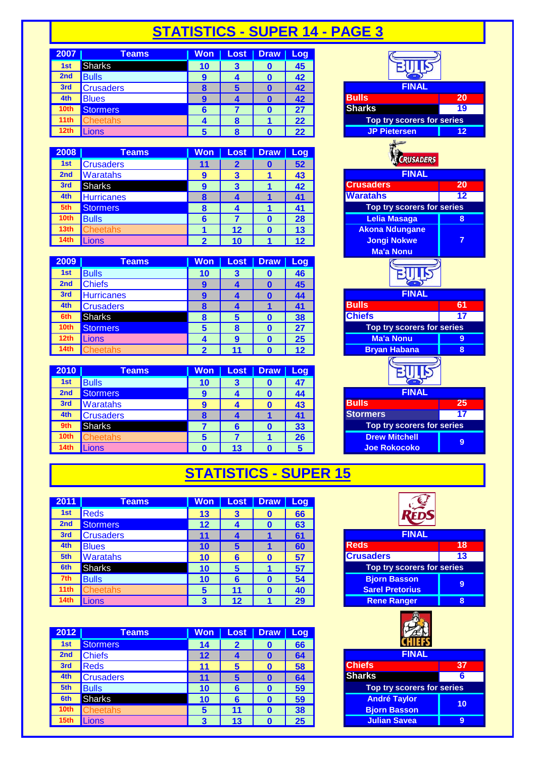# STATISTICS - SUPER 14 - PAGE 3

| 2007 | Teams | Won | Lost | Draw | Log |
|---|---|---|---|---|---|
| 1st | Sharks | 10 | 3 | 0 | 45 |
| 2nd | Bulls | 9 | 4 | 0 | 42 |
| 3rd | Crusaders | 8 | 5 | 0 | 42 |
| 4th | Blues | 9 | 4 | 0 | 42 |
| 10th | Stormers | 6 | 7 | 0 | 27 |
| 11th | Cheetahs | 4 | 8 | 1 | 22 |
| 12th | Lions | 5 | 8 | 0 | 22 |

| FINAL | |
|---|---|
| Bulls | 20 |
| Sharks | 19 |
| **Top try scorers for series** | |
| JP Pietersen | 12 |

| 2008 | Teams | Won | Lost | Draw | Log |
|---|---|---|---|---|---|
| 1st | Crusaders | 11 | 2 | 0 | 52 |
| 2nd | Waratahs | 9 | 3 | 1 | 43 |
| 3rd | Sharks | 9 | 3 | 1 | 42 |
| 4th | Hurricanes | 8 | 4 | 1 | 41 |
| 5th | Stormers | 8 | 4 | 1 | 41 |
| 10th | Bulls | 6 | 7 | 0 | 28 |
| 13th | Cheetahs | 1 | 12 | 0 | 13 |
| 14th | Lions | 2 | 10 | 1 | 12 |

| FINAL | |
|---|---|
| Crusaders | 20 |
| Waratahs | 12 |
| **Top try scorers for series** | |
| Lelia Masaga | 8 |
| Akona Ndungane, Jongi Nokwe, Ma'a Nonu | 7 |

| 2009 | Teams | Won | Lost | Draw | Log |
|---|---|---|---|---|---|
| 1st | Bulls | 10 | 3 | 0 | 46 |
| 2nd | Chiefs | 9 | 4 | 0 | 45 |
| 3rd | Hurricanes | 9 | 4 | 0 | 44 |
| 4th | Crusaders | 8 | 4 | 1 | 41 |
| 6th | Sharks | 8 | 5 | 0 | 38 |
| 10th | Stormers | 5 | 8 | 0 | 27 |
| 12th | Lions | 4 | 9 | 0 | 25 |
| 14th | Cheetahs | 2 | 11 | 0 | 12 |

| FINAL | |
|---|---|
| Bulls | 61 |
| Chiefs | 17 |
| **Top try scorers for series** | |
| Ma'a Nonu | 9 |
| Bryan Habana | 8 |

| 2010 | Teams | Won | Lost | Draw | Log |
|---|---|---|---|---|---|
| 1st | Bulls | 10 | 3 | 0 | 47 |
| 2nd | Stormers | 9 | 4 | 0 | 44 |
| 3rd | Waratahs | 9 | 4 | 0 | 43 |
| 4th | Crusaders | 8 | 4 | 1 | 41 |
| 9th | Sharks | 7 | 6 | 0 | 33 |
| 10th | Cheetahs | 5 | 7 | 1 | 26 |
| 14th | Lions | 0 | 13 | 0 | 5 |

| FINAL | |
|---|---|
| Bulls | 25 |
| Stormers | 17 |
| **Top try scorers for series** | |
| Drew Mitchell, Joe Rokocoko | 9 |

# STATISTICS - SUPER 15

| 2011 | Teams | Won | Lost | Draw | Log |
|---|---|---|---|---|---|
| 1st | Reds | 13 | 3 | 0 | 66 |
| 2nd | Stormers | 12 | 4 | 0 | 63 |
| 3rd | Crusaders | 11 | 4 | 1 | 61 |
| 4th | Blues | 10 | 5 | 1 | 60 |
| 5th | Waratahs | 10 | 6 | 0 | 57 |
| 6th | Sharks | 10 | 5 | 1 | 57 |
| 7th | Bulls | 10 | 6 | 0 | 54 |
| 11th | Cheetahs | 5 | 11 | 0 | 40 |
| 14th | Lions | 3 | 12 | 1 | 29 |

| FINAL | |
|---|---|
| Reds | 18 |
| Crusaders | 13 |
| **Top try scorers for series** | |
| Bjorn Basson, Sarel Pretorius | 9 |
| Rene Ranger | 8 |

| 2012 | Teams | Won | Lost | Draw | Log |
|---|---|---|---|---|---|
| 1st | Stormers | 14 | 2 | 0 | 66 |
| 2nd | Chiefs | 12 | 4 | 0 | 64 |
| 3rd | Reds | 11 | 5 | 0 | 58 |
| 4th | Crusaders | 11 | 5 | 0 | 64 |
| 5th | Bulls | 10 | 6 | 0 | 59 |
| 6th | Sharks | 10 | 6 | 0 | 59 |
| 10th | Cheetahs | 5 | 11 | 0 | 38 |
| 15th | Lions | 3 | 13 | 0 | 25 |

| FINAL | |
|---|---|
| Chiefs | 37 |
| Sharks | 6 |
| **Top try scorers for series** | |
| André Taylor, Bjorn Basson | 10 |
| Julian Savea | 9 |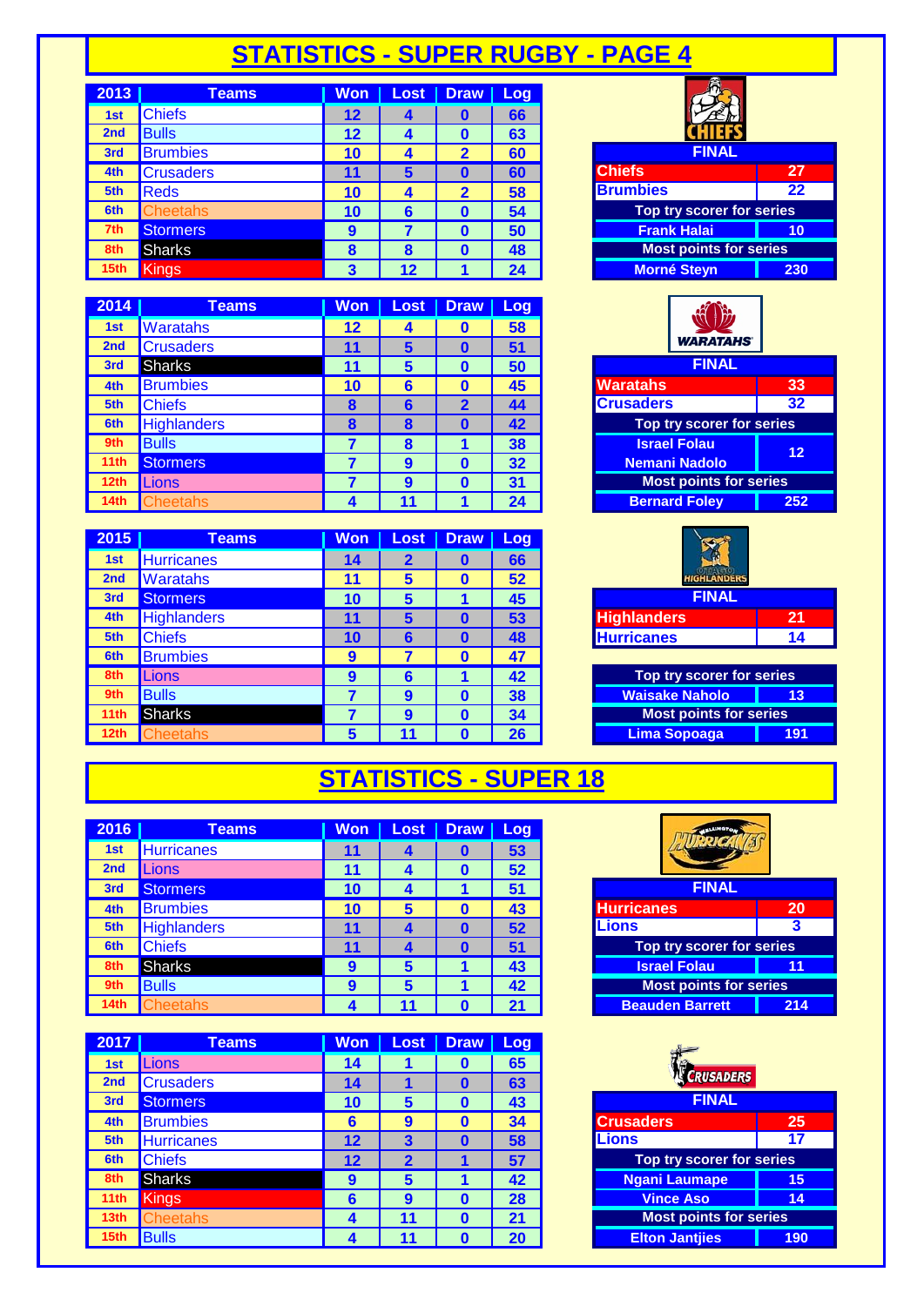# STATISTICS - SUPER RUGBY - PAGE 4

| 2013 | Teams | Won | Lost | Draw | Log |
|---|---|---|---|---|---|
| 1st | Chiefs | 12 | 4 | 0 | 66 |
| 2nd | Bulls | 12 | 4 | 0 | 63 |
| 3rd | Brumbies | 10 | 4 | 2 | 60 |
| 4th | Crusaders | 11 | 5 | 0 | 60 |
| 5th | Reds | 10 | 4 | 2 | 58 |
| 6th | Cheetahs | 10 | 6 | 0 | 54 |
| 7th | Stormers | 9 | 7 | 0 | 50 |
| 8th | Sharks | 8 | 8 | 0 | 48 |
| 15th | Kings | 3 | 12 | 1 | 24 |

| FINAL | |
|---|---|
| Chiefs | 27 |
| Brumbies | 22 |
| **Top try scorer for series** | |
| Frank Halai | 10 |
| **Most points for series** | |
| Morné Steyn | 230 |

| 2014 | Teams | Won | Lost | Draw | Log |
|---|---|---|---|---|---|
| 1st | Waratahs | 12 | 4 | 0 | 58 |
| 2nd | Crusaders | 11 | 5 | 0 | 51 |
| 3rd | Sharks | 11 | 5 | 0 | 50 |
| 4th | Brumbies | 10 | 6 | 0 | 45 |
| 5th | Chiefs | 8 | 6 | 2 | 44 |
| 6th | Highlanders | 8 | 8 | 0 | 42 |
| 9th | Bulls | 7 | 8 | 1 | 38 |
| 11th | Stormers | 7 | 9 | 0 | 32 |
| 12th | Lions | 7 | 9 | 0 | 31 |
| 14th | Cheetahs | 4 | 11 | 1 | 24 |

| FINAL | |
|---|---|
| Waratahs | 33 |
| Crusaders | 32 |
| **Top try scorer for series** | |
| Israel Folau<br>Nemani Nadolo | 12 |
| **Most points for series** | |
| Bernard Foley | 252 |

| 2015 | Teams | Won | Lost | Draw | Log |
|---|---|---|---|---|---|
| 1st | Hurricanes | 14 | 2 | 0 | 66 |
| 2nd | Waratahs | 11 | 5 | 0 | 52 |
| 3rd | Stormers | 10 | 5 | 1 | 45 |
| 4th | Highlanders | 11 | 5 | 0 | 53 |
| 5th | Chiefs | 10 | 6 | 0 | 48 |
| 6th | Brumbies | 9 | 7 | 0 | 47 |
| 8th | Lions | 9 | 6 | 1 | 42 |
| 9th | Bulls | 7 | 9 | 0 | 38 |
| 11th | Sharks | 7 | 9 | 0 | 34 |
| 12th | Cheetahs | 5 | 11 | 0 | 26 |

| FINAL | |
|---|---|
| Highlanders | 21 |
| Hurricanes | 14 |

| Top try scorer for series | |
|---|---|
| Waisake Naholo | 13 |
| **Most points for series** | |
| Lima Sopoaga | 191 |

# STATISTICS - SUPER 18

| 2016 | Teams | Won | Lost | Draw | Log |
|---|---|---|---|---|---|
| 1st | Hurricanes | 11 | 4 | 0 | 53 |
| 2nd | Lions | 11 | 4 | 0 | 52 |
| 3rd | Stormers | 10 | 4 | 1 | 51 |
| 4th | Brumbies | 10 | 5 | 0 | 43 |
| 5th | Highlanders | 11 | 4 | 0 | 52 |
| 6th | Chiefs | 11 | 4 | 0 | 51 |
| 8th | Sharks | 9 | 5 | 1 | 43 |
| 9th | Bulls | 9 | 5 | 1 | 42 |
| 14th | Cheetahs | 4 | 11 | 0 | 21 |

| FINAL | |
|---|---|
| Hurricanes | 20 |
| Lions | 3 |
| **Top try scorer for series** | |
| Israel Folau | 11 |
| **Most points for series** | |
| Beauden Barrett | 214 |

| 2017 | Teams | Won | Lost | Draw | Log |
|---|---|---|---|---|---|
| 1st | Lions | 14 | 1 | 0 | 65 |
| 2nd | Crusaders | 14 | 1 | 0 | 63 |
| 3rd | Stormers | 10 | 5 | 0 | 43 |
| 4th | Brumbies | 6 | 9 | 0 | 34 |
| 5th | Hurricanes | 12 | 3 | 0 | 58 |
| 6th | Chiefs | 12 | 2 | 1 | 57 |
| 8th | Sharks | 9 | 5 | 1 | 42 |
| 11th | Kings | 6 | 9 | 0 | 28 |
| 13th | Cheetahs | 4 | 11 | 0 | 21 |
| 15th | Bulls | 4 | 11 | 0 | 20 |

| FINAL | |
|---|---|
| Crusaders | 25 |
| Lions | 17 |
| **Top try scorer for series** | |
| Ngani Laumape | 15 |
| Vince Aso | 14 |
| **Most points for series** | |
| Elton Jantjies | 190 |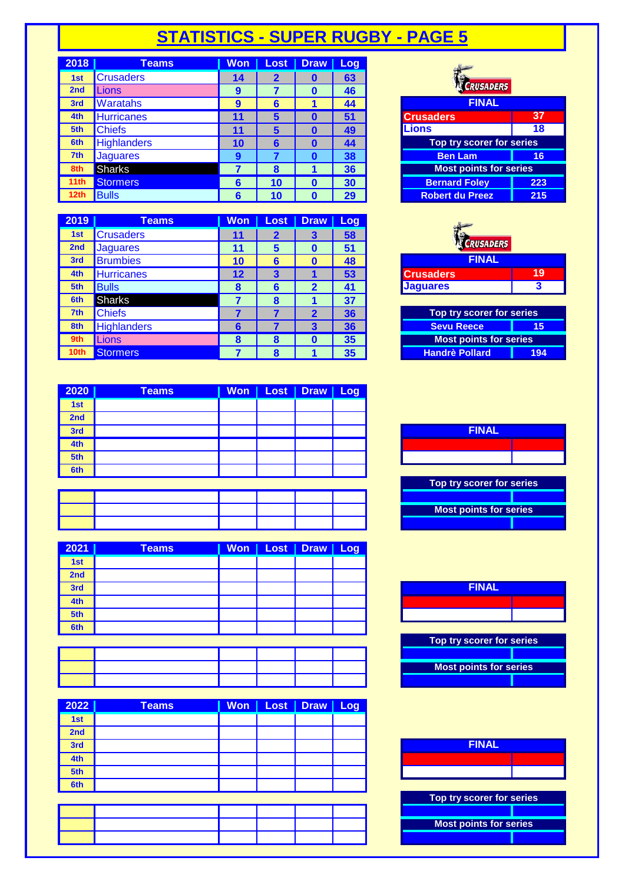# STATISTICS - SUPER RUGBY - PAGE 5

| 2018 | Teams | Won | Lost | Draw | Log |
|---|---|---|---|---|---|
| 1st | Crusaders | 14 | 2 | 0 | 63 |
| 2nd | Lions | 9 | 7 | 0 | 46 |
| 3rd | Waratahs | 9 | 6 | 1 | 44 |
| 4th | Hurricanes | 11 | 5 | 0 | 51 |
| 5th | Chiefs | 11 | 5 | 0 | 49 |
| 6th | Highlanders | 10 | 6 | 0 | 44 |
| 7th | Jaguares | 9 | 7 | 0 | 38 |
| 8th | Sharks | 7 | 8 | 1 | 36 |
| 11th | Stormers | 6 | 10 | 0 | 30 |
| 12th | Bulls | 6 | 10 | 0 | 29 |

CRUSADERS

| FINAL | |
|---|---|
| Crusaders | 37 |
| Lions | 18 |
| **Top try scorer for series** | |
| Ben Lam | 16 |
| **Most points for series** | |
| Bernard Foley | 223 |
| Robert du Preez | 215 |

| 2019 | Teams | Won | Lost | Draw | Log |
|---|---|---|---|---|---|
| 1st | Crusaders | 11 | 2 | 3 | 58 |
| 2nd | Jaguares | 11 | 5 | 0 | 51 |
| 3rd | Brumbies | 10 | 6 | 0 | 48 |
| 4th | Hurricanes | 12 | 3 | 1 | 53 |
| 5th | Bulls | 8 | 6 | 2 | 41 |
| 6th | Sharks | 7 | 8 | 1 | 37 |
| 7th | Chiefs | 7 | 7 | 2 | 36 |
| 8th | Highlanders | 6 | 7 | 3 | 36 |
| 9th | Lions | 8 | 8 | 0 | 35 |
| 10th | Stormers | 7 | 8 | 1 | 35 |

CRUSADERS

| FINAL | |
|---|---|
| Crusaders | 19 |
| Jaguares | 3 |

| Top try scorer for series | |
|---|---|
| Sevu Reece | 15 |
| **Most points for series** | |
| Handrè Pollard | 194 |

| 2020 | Teams | Won | Lost | Draw | Log |
|---|---|---|---|---|---|
| 1st | | | | | |
| 2nd | | | | | |
| 3rd | | | | | |
| 4th | | | | | |
| 5th | | | | | |
| 6th | | | | | |
| | | | | | |
| | | | | | |
| | | | | | |

| FINAL | |
|---|---|
| | |
| | |

| Top try scorer for series | |
|---|---|
| | |
| **Most points for series** | |
| | |

| 2021 | Teams | Won | Lost | Draw | Log |
|---|---|---|---|---|---|
| 1st | | | | | |
| 2nd | | | | | |
| 3rd | | | | | |
| 4th | | | | | |
| 5th | | | | | |
| 6th | | | | | |
| | | | | | |
| | | | | | |
| | | | | | |

| FINAL | |
|---|---|
| | |
| | |

| Top try scorer for series | |
|---|---|
| | |
| **Most points for series** | |
| | |

| 2022 | Teams | Won | Lost | Draw | Log |
|---|---|---|---|---|---|
| 1st | | | | | |
| 2nd | | | | | |
| 3rd | | | | | |
| 4th | | | | | |
| 5th | | | | | |
| 6th | | | | | |
| | | | | | |
| | | | | | |
| | | | | | |

| FINAL | |
|---|---|
| | |
| | |

| Top try scorer for series | |
|---|---|
| | |
| **Most points for series** | |
| | |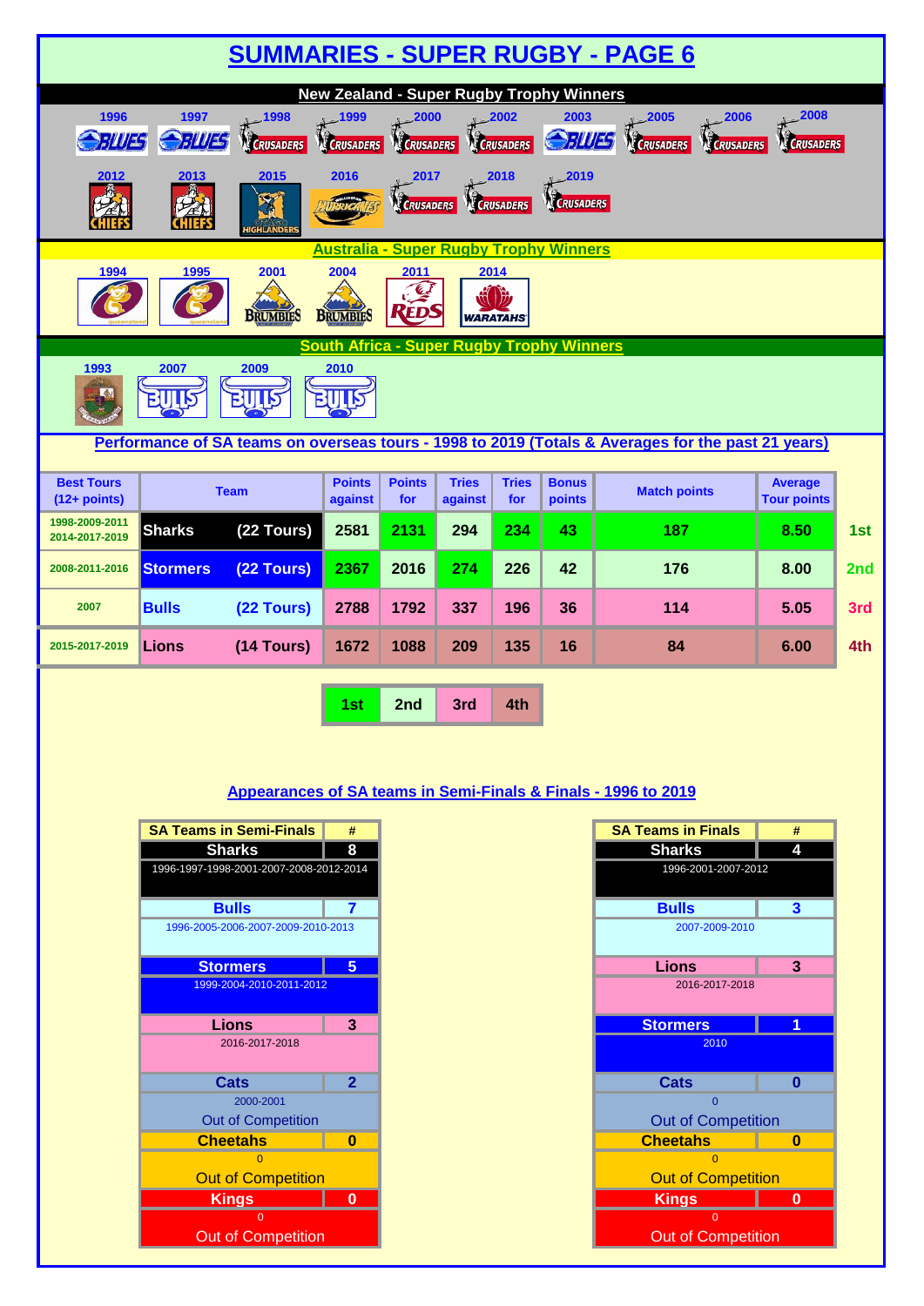# SUMMARIES - SUPER RUGBY - PAGE 6

## New Zealand - Super Rugby Trophy Winners

| Year | Winner |
|---|---|
| 1996 | BLUES |
| 1997 | BLUES |
| 1998 | CRUSADERS |
| 1999 | CRUSADERS |
| 2000 | CRUSADERS |
| 2002 | CRUSADERS |
| 2003 | BLUES |
| 2005 | CRUSADERS |
| 2006 | CRUSADERS |
| 2008 | CRUSADERS |
| 2012 | CHIEFS |
| 2013 | CHIEFS |
| 2015 | HIGHLANDERS |
| 2016 | HURRICANES |
| 2017 | CRUSADERS |
| 2018 | CRUSADERS |
| 2019 | CRUSADERS |

## Australia - Super Rugby Trophy Winners

| Year | Winner |
|---|---|
| 1994 | queensland |
| 1995 | queensland |
| 2001 | BRUMBIES |
| 2004 | BRUMBIES |
| 2011 | REDS |
| 2014 | WARATAHS |

## South Africa - Super Rugby Trophy Winners

| Year | Winner |
|---|---|
| 1993 | Transvaal |
| 2007 | BULLS |
| 2009 | BULLS |
| 2010 | BULLS |

## Performance of SA teams on overseas tours - 1998 to 2019 (Totals & Averages for the past 21 years)

| Best Tours (12+ points) | Team | | Points against | Points for | Tries against | Tries for | Bonus points | Match points | Average Tour points | |
|---|---|---|---|---|---|---|---|---|---|---|
| 1998-2009-2011 2014-2017-2019 | Sharks | (22 Tours) | 2581 | 2131 | 294 | 234 | 43 | 187 | 8.50 | 1st |
| 2008-2011-2016 | Stormers | (22 Tours) | 2367 | 2016 | 274 | 226 | 42 | 176 | 8.00 | 2nd |
| 2007 | Bulls | (22 Tours) | 2788 | 1792 | 337 | 196 | 36 | 114 | 5.05 | 3rd |
| 2015-2017-2019 | Lions | (14 Tours) | 1672 | 1088 | 209 | 135 | 16 | 84 | 6.00 | 4th |

| 1st | 2nd | 3rd | 4th |
|---|---|---|---|

## Appearances of SA teams in Semi-Finals & Finals - 1996 to 2019

| SA Teams in Semi-Finals | # |
|---|---|
| Sharks | 8 |
| 1996-1997-1998-2001-2007-2008-2012-2014 | |
| Bulls | 7 |
| 1996-2005-2006-2007-2009-2010-2013 | |
| Stormers | 5 |
| 1999-2004-2010-2011-2012 | |
| Lions | 3 |
| 2016-2017-2018 | |
| Cats | 2 |
| 2000-2001 Out of Competition | |
| Cheetahs | 0 |
| 0 Out of Competition | |
| Kings | 0 |
| 0 Out of Competition | |

| SA Teams in Finals | # |
|---|---|
| Sharks | 4 |
| 1996-2001-2007-2012 | |
| Bulls | 3 |
| 2007-2009-2010 | |
| Lions | 3 |
| 2016-2017-2018 | |
| Stormers | 1 |
| 2010 | |
| Cats | 0 |
| 0 Out of Competition | |
| Cheetahs | 0 |
| 0 Out of Competition | |
| Kings | 0 |
| 0 Out of Competition | |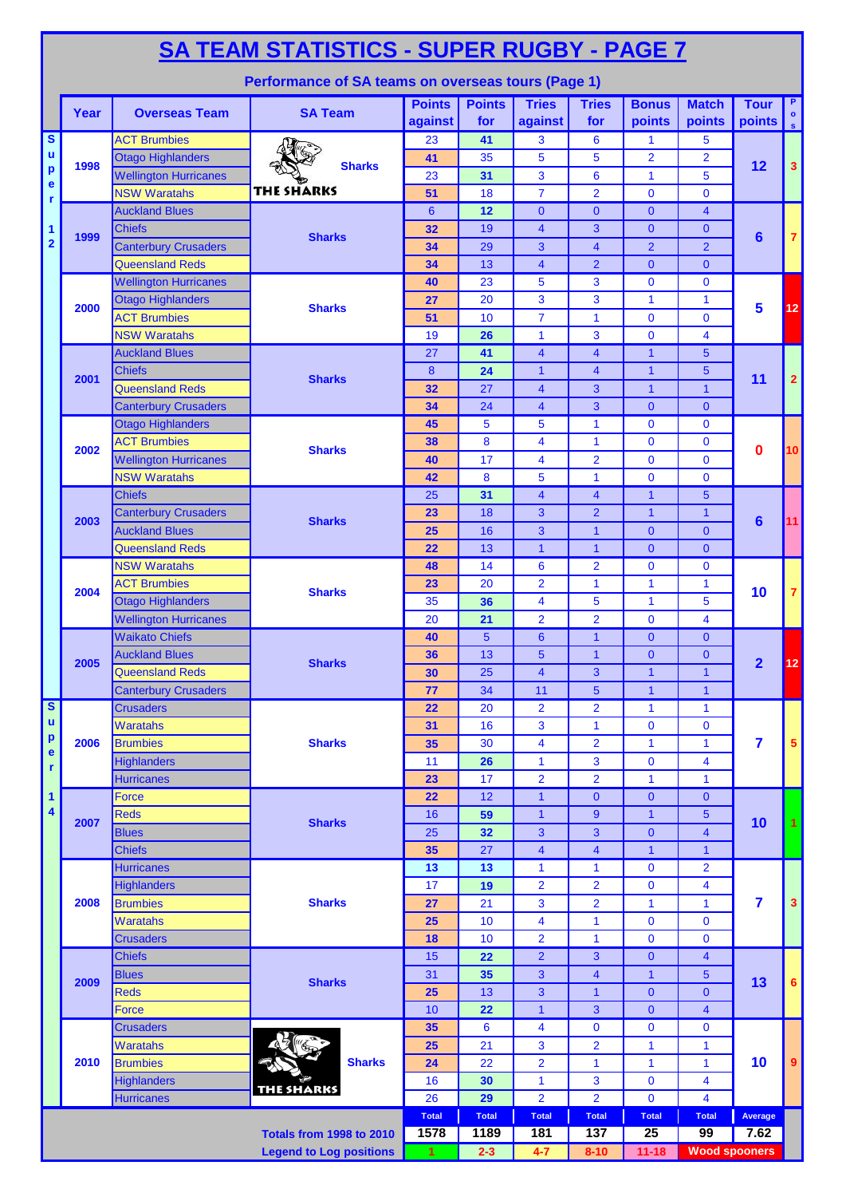# SA TEAM STATISTICS - SUPER RUGBY - PAGE 7

## Performance of SA teams on overseas tours (Page 1)

| | Year | Overseas Team | SA Team | Points against | Points for | Tries against | Tries for | Bonus points | Match points | Tour points | Pos |
|---|---|---|---|---|---|---|---|---|---|---|---|
| Super 12 | 1998 | ACT Brumbies | Sharks | 23 | 41 | 3 | 6 | 1 | 5 | 12 | 3 |
| | | Otago Highlanders | | 41 | 35 | 5 | 5 | 2 | 2 | | |
| | | Wellington Hurricanes | | 23 | 31 | 3 | 6 | 1 | 5 | | |
| | | NSW Waratahs | | 51 | 18 | 7 | 2 | 0 | 0 | | |
| | 1999 | Auckland Blues | Sharks | 6 | 12 | 0 | 0 | 0 | 4 | 6 | 7 |
| | | Chiefs | | 32 | 19 | 4 | 3 | 0 | 0 | | |
| | | Canterbury Crusaders | | 34 | 29 | 3 | 4 | 2 | 2 | | |
| | | Queensland Reds | | 34 | 13 | 4 | 2 | 0 | 0 | | |
| | 2000 | Wellington Hurricanes | Sharks | 40 | 23 | 5 | 3 | 0 | 0 | 5 | 12 |
| | | Otago Highlanders | | 27 | 20 | 3 | 3 | 1 | 1 | | |
| | | ACT Brumbies | | 51 | 10 | 7 | 1 | 0 | 0 | | |
| | | NSW Waratahs | | 19 | 26 | 1 | 3 | 0 | 4 | | |
| | 2001 | Auckland Blues | Sharks | 27 | 41 | 4 | 4 | 1 | 5 | 11 | 2 |
| | | Chiefs | | 8 | 24 | 1 | 4 | 1 | 5 | | |
| | | Queensland Reds | | 32 | 27 | 4 | 3 | 1 | 1 | | |
| | | Canterbury Crusaders | | 34 | 24 | 4 | 3 | 0 | 0 | | |
| | 2002 | Otago Highlanders | Sharks | 45 | 5 | 5 | 1 | 0 | 0 | 0 | 10 |
| | | ACT Brumbies | | 38 | 8 | 4 | 1 | 0 | 0 | | |
| | | Wellington Hurricanes | | 40 | 17 | 4 | 2 | 0 | 0 | | |
| | | NSW Waratahs | | 42 | 8 | 5 | 1 | 0 | 0 | | |
| | 2003 | Chiefs | Sharks | 25 | 31 | 4 | 4 | 1 | 5 | 6 | 11 |
| | | Canterbury Crusaders | | 23 | 18 | 3 | 2 | 1 | 1 | | |
| | | Auckland Blues | | 25 | 16 | 3 | 1 | 0 | 0 | | |
| | | Queensland Reds | | 22 | 13 | 1 | 1 | 0 | 0 | | |
| | 2004 | NSW Waratahs | Sharks | 48 | 14 | 6 | 2 | 0 | 0 | 10 | 7 |
| | | ACT Brumbies | | 23 | 20 | 2 | 1 | 1 | 1 | | |
| | | Otago Highlanders | | 35 | 36 | 4 | 5 | 1 | 5 | | |
| | | Wellington Hurricanes | | 20 | 21 | 2 | 2 | 0 | 4 | | |
| | 2005 | Waikato Chiefs | Sharks | 40 | 5 | 6 | 1 | 0 | 0 | 2 | 12 |
| | | Auckland Blues | | 36 | 13 | 5 | 1 | 0 | 0 | | |
| | | Queensland Reds | | 30 | 25 | 4 | 3 | 1 | 1 | | |
| | | Canterbury Crusaders | | 77 | 34 | 11 | 5 | 1 | 1 | | |
| Super 14 | 2006 | Crusaders | Sharks | 22 | 20 | 2 | 2 | 1 | 1 | 7 | 5 |
| | | Waratahs | | 31 | 16 | 3 | 1 | 0 | 0 | | |
| | | Brumbies | | 35 | 30 | 4 | 2 | 1 | 1 | | |
| | | Highlanders | | 11 | 26 | 1 | 3 | 0 | 4 | | |
| | | Hurricanes | | 23 | 17 | 2 | 2 | 1 | 1 | | |
| | 2007 | Force | Sharks | 22 | 12 | 1 | 0 | 0 | 0 | 10 | 1 |
| | | Reds | | 16 | 59 | 1 | 9 | 1 | 5 | | |
| | | Blues | | 25 | 32 | 3 | 3 | 0 | 4 | | |
| | | Chiefs | | 35 | 27 | 4 | 4 | 1 | 1 | | |
| | 2008 | Hurricanes | Sharks | 13 | 13 | 1 | 1 | 0 | 2 | 7 | 3 |
| | | Highlanders | | 17 | 19 | 2 | 2 | 0 | 4 | | |
| | | Brumbies | | 27 | 21 | 3 | 2 | 1 | 1 | | |
| | | Waratahs | | 25 | 10 | 4 | 1 | 0 | 0 | | |
| | | Crusaders | | 18 | 10 | 2 | 1 | 0 | 0 | | |
| | 2009 | Chiefs | Sharks | 15 | 22 | 2 | 3 | 0 | 4 | 13 | 6 |
| | | Blues | | 31 | 35 | 3 | 4 | 1 | 5 | | |
| | | Reds | | 25 | 13 | 3 | 1 | 0 | 0 | | |
| | | Force | | 10 | 22 | 1 | 3 | 0 | 4 | | |
| | 2010 | Crusaders | Sharks | 35 | 6 | 4 | 0 | 0 | 0 | 10 | 9 |
| | | Waratahs | | 25 | 21 | 3 | 2 | 1 | 1 | | |
| | | Brumbies | | 24 | 22 | 2 | 1 | 1 | 1 | | |
| | | Highlanders | | 16 | 30 | 1 | 3 | 0 | 4 | | |
| | | Hurricanes | | 26 | 29 | 2 | 2 | 0 | 4 | | |
| | | | | Total | Total | Total | Total | Total | Total | Average | |
| | | | Totals from 1998 to 2010 | 1578 | 1189 | 181 | 137 | 25 | 99 | 7.62 | |
| | | | Legend to Log positions | 1 | 2-3 | 4-7 | 8-10 | 11-18 | Wood spooners | | |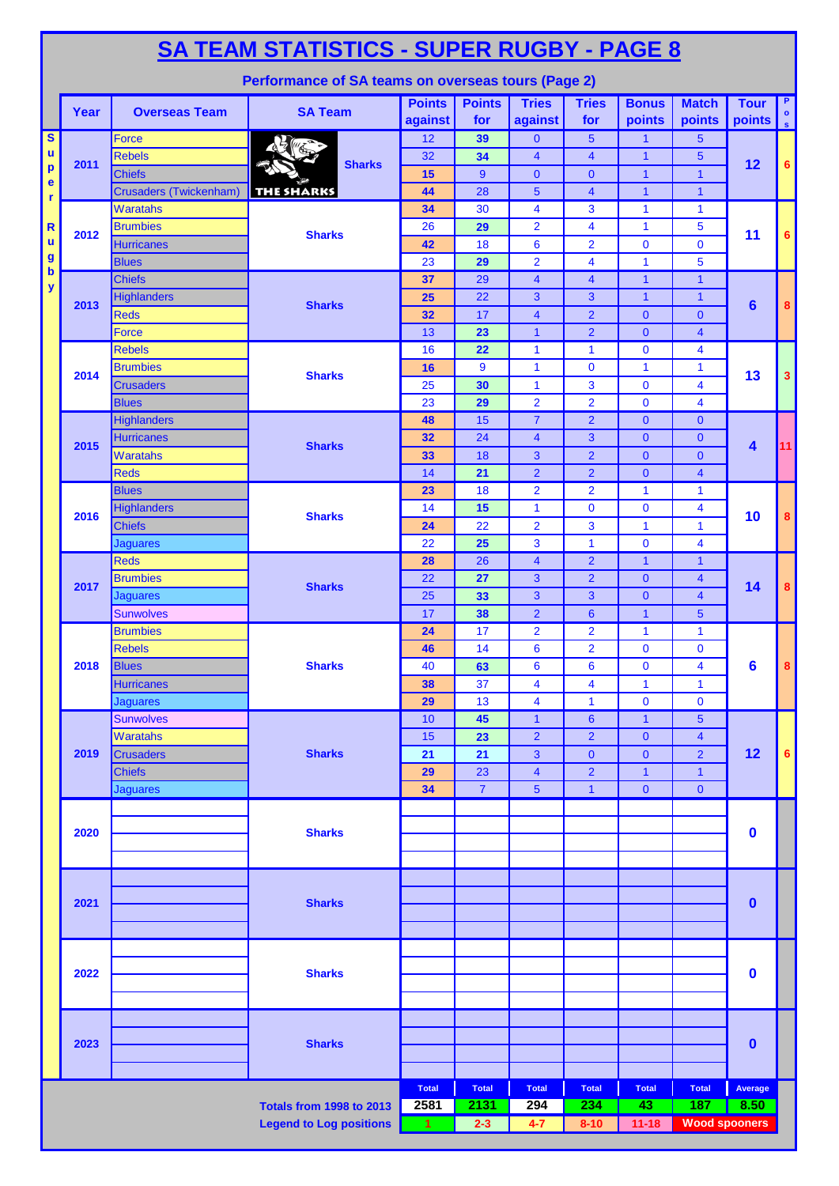# SA TEAM STATISTICS - SUPER RUGBY - PAGE 8

## Performance of SA teams on overseas tours (Page 2)

| | Year | Overseas Team | SA Team | Points against | Points for | Tries against | Tries for | Bonus points | Match points | Tour points | Pos |
|---|---|---|---|---|---|---|---|---|---|---|---|
| Super Rugby | 2011 | Force | Sharks | 12 | 39 | 0 | 5 | 1 | 5 | 12 | 6 |
| | | Rebels | | 32 | 34 | 4 | 1 | 1 | 5 | | |
| | | Chiefs | | 15 | 9 | 0 | 0 | 1 | 1 | | |
| | | Crusaders (Twickenham) | | 44 | 28 | 5 | 4 | 1 | 1 | | |
| | 2012 | Waratahs | Sharks | 34 | 30 | 4 | 3 | 1 | 1 | 11 | 6 |
| | | Brumbies | | 26 | 29 | 2 | 4 | 1 | 5 | | |
| | | Hurricanes | | 42 | 18 | 6 | 2 | 0 | 0 | | |
| | | Blues | | 23 | 29 | 2 | 4 | 1 | 5 | | |
| | 2013 | Chiefs | Sharks | 37 | 29 | 4 | 4 | 1 | 1 | 6 | 8 |
| | | Highlanders | | 25 | 22 | 3 | 3 | 1 | 1 | | |
| | | Reds | | 32 | 17 | 4 | 2 | 0 | 0 | | |
| | | Force | | 13 | 23 | 1 | 2 | 0 | 4 | | |
| | 2014 | Rebels | Sharks | 16 | 22 | 1 | 1 | 0 | 4 | 13 | 3 |
| | | Brumbies | | 16 | 9 | 1 | 0 | 1 | 1 | | |
| | | Crusaders | | 25 | 30 | 1 | 3 | 0 | 4 | | |
| | | Blues | | 23 | 29 | 2 | 2 | 0 | 4 | | |
| | 2015 | Highlanders | Sharks | 48 | 15 | 7 | 2 | 0 | 0 | 4 | 11 |
| | | Hurricanes | | 32 | 24 | 4 | 3 | 0 | 0 | | |
| | | Waratahs | | 33 | 18 | 3 | 2 | 0 | 0 | | |
| | | Reds | | 14 | 21 | 2 | 2 | 0 | 4 | | |
| | 2016 | Blues | Sharks | 23 | 18 | 2 | 2 | 1 | 1 | 10 | 8 |
| | | Highlanders | | 14 | 15 | 1 | 0 | 0 | 4 | | |
| | | Chiefs | | 24 | 22 | 2 | 3 | 1 | 1 | | |
| | | Jaguares | | 22 | 25 | 3 | 1 | 0 | 4 | | |
| | 2017 | Reds | Sharks | 28 | 26 | 4 | 2 | 1 | 1 | 14 | 8 |
| | | Brumbies | | 22 | 27 | 3 | 2 | 0 | 4 | | |
| | | Jaguares | | 25 | 33 | 3 | 3 | 0 | 4 | | |
| | | Sunwolves | | 17 | 38 | 2 | 6 | 1 | 5 | | |
| | 2018 | Brumbies | Sharks | 24 | 17 | 2 | 2 | 1 | 1 | 6 | 8 |
| | | Rebels | | 46 | 14 | 6 | 2 | 0 | 0 | | |
| | | Blues | | 40 | 63 | 6 | 6 | 0 | 4 | | |
| | | Hurricanes | | 38 | 37 | 4 | 4 | 1 | 1 | | |
| | | Jaguares | | 29 | 13 | 4 | 1 | 0 | 0 | | |
| | 2019 | Sunwolves | Sharks | 10 | 45 | 1 | 6 | 1 | 5 | 12 | 6 |
| | | Waratahs | | 15 | 23 | 2 | 2 | 0 | 4 | | |
| | | Crusaders | | 21 | 21 | 3 | 0 | 0 | 2 | | |
| | | Chiefs | | 29 | 23 | 4 | 2 | 1 | 1 | | |
| | | Jaguares | | 34 | 7 | 5 | 1 | 0 | 0 | | |
| | 2020 | | Sharks | | | | | | | 0 | |
| | 2021 | | Sharks | | | | | | | 0 | |
| | 2022 | | Sharks | | | | | | | 0 | |
| | 2023 | | Sharks | | | | | | | 0 | |
| | | | | Total | Total | Total | Total | Total | Total | Average | |
| | | | Totals from 1998 to 2013 | 2581 | 2131 | 294 | 234 | 43 | 187 | 8.50 | |
| | | | Legend to Log positions | 1 | 2-3 | 4-7 | 8-10 | 11-18 | Wood spooners | | |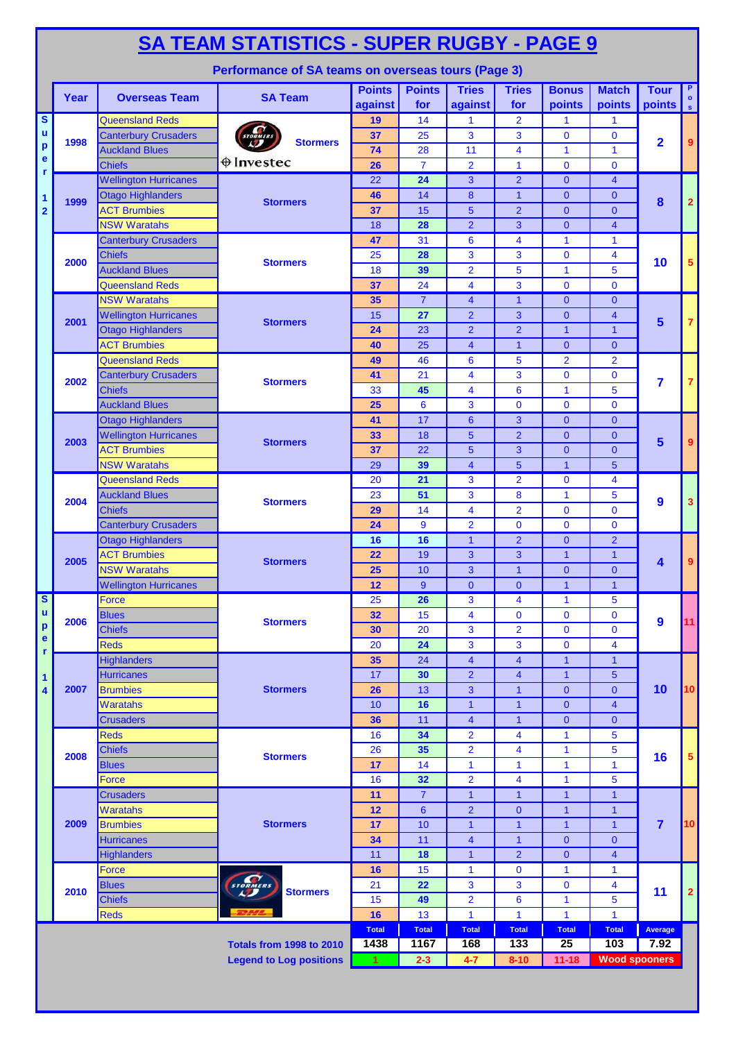# SA TEAM STATISTICS - SUPER RUGBY - PAGE 9

## Performance of SA teams on overseas tours (Page 3)

| | Year | Overseas Team | SA Team | Points against | Points for | Tries against | Tries for | Bonus points | Match points | Tour points | Pos |
|---|---|---|---|---|---|---|---|---|---|---|---|
| Super 12 | 1998 | Queensland Reds | Stormers (Investec) | 19 | 14 | 1 | 2 | 1 | 1 | 2 | 9 |
| | | Canterbury Crusaders | | 37 | 25 | 3 | 3 | 0 | 0 | | |
| | | Auckland Blues | | 74 | 28 | 11 | 4 | 1 | 1 | | |
| | | Chiefs | | 26 | 7 | 2 | 1 | 0 | 0 | | |
| | 1999 | Wellington Hurricanes | Stormers | 22 | 24 | 3 | 2 | 0 | 4 | 8 | 2 |
| | | Otago Highlanders | | 46 | 14 | 8 | 1 | 0 | 0 | | |
| | | ACT Brumbies | | 37 | 15 | 5 | 2 | 0 | 0 | | |
| | | NSW Waratahs | | 18 | 28 | 2 | 3 | 0 | 4 | | |
| | 2000 | Canterbury Crusaders | Stormers | 47 | 31 | 6 | 4 | 1 | 1 | 10 | 5 |
| | | Chiefs | | 25 | 28 | 3 | 3 | 0 | 4 | | |
| | | Auckland Blues | | 18 | 39 | 2 | 5 | 1 | 5 | | |
| | | Queensland Reds | | 37 | 24 | 4 | 3 | 0 | 0 | | |
| | 2001 | NSW Waratahs | Stormers | 35 | 7 | 4 | 1 | 0 | 0 | 5 | 7 |
| | | Wellington Hurricanes | | 15 | 27 | 2 | 3 | 0 | 4 | | |
| | | Otago Highlanders | | 24 | 23 | 2 | 2 | 1 | 1 | | |
| | | ACT Brumbies | | 40 | 25 | 4 | 1 | 0 | 0 | | |
| | 2002 | Queensland Reds | Stormers | 49 | 46 | 6 | 5 | 2 | 2 | 7 | 7 |
| | | Canterbury Crusaders | | 41 | 21 | 4 | 3 | 0 | 0 | | |
| | | Chiefs | | 33 | 45 | 4 | 6 | 1 | 5 | | |
| | | Auckland Blues | | 25 | 6 | 3 | 0 | 0 | 0 | | |
| | 2003 | Otago Highlanders | Stormers | 41 | 17 | 6 | 3 | 0 | 0 | 5 | 9 |
| | | Wellington Hurricanes | | 33 | 18 | 5 | 2 | 0 | 0 | | |
| | | ACT Brumbies | | 37 | 22 | 5 | 3 | 0 | 0 | | |
| | | NSW Waratahs | | 29 | 39 | 4 | 5 | 1 | 5 | | |
| | 2004 | Queensland Reds | Stormers | 20 | 21 | 3 | 2 | 0 | 4 | 9 | 3 |
| | | Auckland Blues | | 23 | 51 | 3 | 8 | 1 | 5 | | |
| | | Chiefs | | 29 | 14 | 4 | 2 | 0 | 0 | | |
| | | Canterbury Crusaders | | 24 | 9 | 2 | 0 | 0 | 0 | | |
| | 2005 | Otago Highlanders | Stormers | 16 | 16 | 1 | 2 | 0 | 2 | 4 | 9 |
| | | ACT Brumbies | | 22 | 19 | 3 | 3 | 1 | 1 | | |
| | | NSW Waratahs | | 25 | 10 | 3 | 1 | 0 | 0 | | |
| | | Wellington Hurricanes | | 12 | 9 | 0 | 0 | 1 | 1 | | |
| Super 14 | 2006 | Force | Stormers | 25 | 26 | 3 | 4 | 1 | 5 | 9 | 11 |
| | | Blues | | 32 | 15 | 4 | 0 | 0 | 0 | | |
| | | Chiefs | | 30 | 20 | 3 | 2 | 0 | 0 | | |
| | | Reds | | 20 | 24 | 3 | 3 | 0 | 4 | | |
| | 2007 | Highlanders | Stormers | 35 | 24 | 4 | 4 | 1 | 1 | 10 | 10 |
| | | Hurricanes | | 17 | 30 | 2 | 4 | 1 | 5 | | |
| | | Brumbies | | 26 | 13 | 3 | 1 | 0 | 0 | | |
| | | Waratahs | | 10 | 16 | 1 | 1 | 0 | 4 | | |
| | | Crusaders | | 36 | 11 | 4 | 1 | 0 | 0 | | |
| | 2008 | Reds | Stormers | 16 | 34 | 2 | 4 | 1 | 5 | 16 | 5 |
| | | Chiefs | | 26 | 35 | 2 | 4 | 1 | 5 | | |
| | | Blues | | 17 | 14 | 1 | 1 | 1 | 1 | | |
| | | Force | | 16 | 32 | 2 | 4 | 1 | 5 | | |
| | 2009 | Crusaders | Stormers | 11 | 7 | 1 | 1 | 1 | 1 | 7 | 10 |
| | | Waratahs | | 12 | 6 | 2 | 0 | 1 | 1 | | |
| | | Brumbies | | 17 | 10 | 1 | 1 | 1 | 1 | | |
| | | Hurricanes | | 34 | 11 | 4 | 1 | 0 | 0 | | |
| | | Highlanders | | 11 | 18 | 1 | 2 | 0 | 4 | | |
| | 2010 | Force | Stormers (DHL) | 16 | 15 | 1 | 0 | 1 | 1 | 11 | 2 |
| | | Blues | | 21 | 22 | 3 | 3 | 0 | 4 | | |
| | | Chiefs | | 15 | 49 | 2 | 6 | 1 | 5 | | |
| | | Reds | | 16 | 13 | 1 | 1 | 1 | 1 | | |
| | | | | Total | Total | Total | Total | Total | Total | Average | |
| | | | Totals from 1998 to 2010 | 1438 | 1167 | 168 | 133 | 25 | 103 | 7.92 | |
| | | | Legend to Log positions | 1 | 2-3 | 4-7 | 8-10 | 11-18 | Wood spooners | | |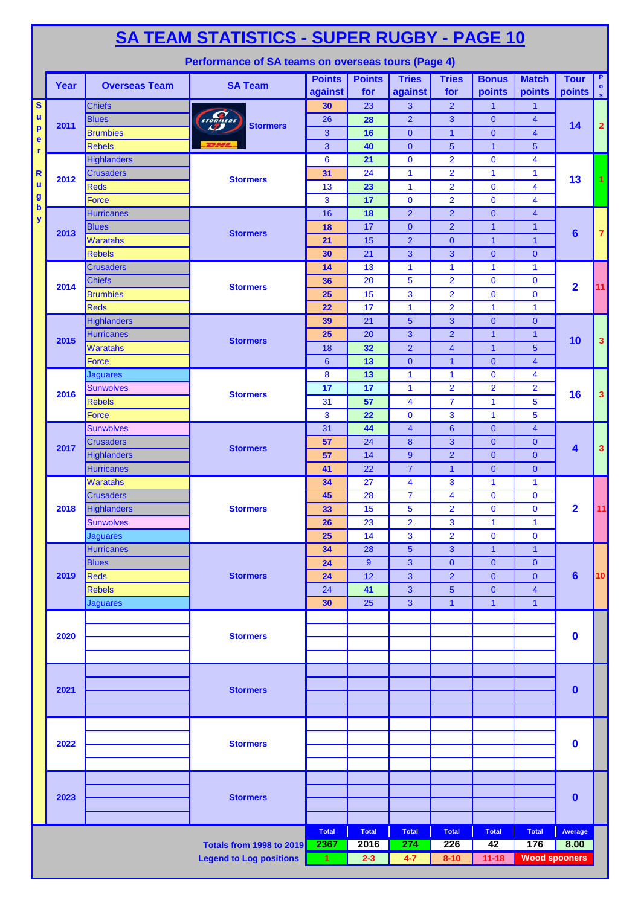# SA TEAM STATISTICS - SUPER RUGBY - PAGE 10

## Performance of SA teams on overseas tours (Page 4)

| Year | Overseas Team | SA Team | Points against | Points for | Tries against | Tries for | Bonus points | Match points | Tour points | Pos |
|---|---|---|---|---|---|---|---|---|---|---|
| 2011 | Chiefs | Stormers | 30 | 23 | 3 | 2 | 1 | 1 | 14 | 2 |
| | Blues | | 26 | 28 | 2 | 3 | 0 | 4 | | |
| | Brumbies | | 3 | 16 | 0 | 1 | 0 | 4 | | |
| | Rebels | | 3 | 40 | 0 | 5 | 1 | 5 | | |
| 2012 | Highlanders | Stormers | 6 | 21 | 0 | 2 | 0 | 4 | 13 | 1 |
| | Crusaders | | 31 | 24 | 1 | 2 | 1 | 1 | | |
| | Reds | | 13 | 23 | 1 | 2 | 0 | 4 | | |
| | Force | | 3 | 17 | 0 | 2 | 0 | 4 | | |
| 2013 | Hurricanes | Stormers | 16 | 18 | 2 | 2 | 0 | 4 | 6 | 7 |
| | Blues | | 18 | 17 | 0 | 2 | 1 | 1 | | |
| | Waratahs | | 21 | 15 | 2 | 0 | 1 | 1 | | |
| | Rebels | | 30 | 21 | 3 | 3 | 0 | 0 | | |
| 2014 | Crusaders | Stormers | 14 | 13 | 1 | 1 | 1 | 1 | 2 | 11 |
| | Chiefs | | 36 | 20 | 5 | 2 | 0 | 0 | | |
| | Brumbies | | 25 | 15 | 3 | 2 | 0 | 0 | | |
| | Reds | | 22 | 17 | 1 | 2 | 1 | 1 | | |
| 2015 | Highlanders | Stormers | 39 | 21 | 5 | 3 | 0 | 0 | 10 | 3 |
| | Hurricanes | | 25 | 20 | 3 | 2 | 1 | 1 | | |
| | Waratahs | | 18 | 32 | 2 | 4 | 1 | 5 | | |
| | Force | | 6 | 13 | 0 | 1 | 0 | 4 | | |
| 2016 | Jaguares | Stormers | 8 | 13 | 1 | 1 | 0 | 4 | 16 | 3 |
| | Sunwolves | | 17 | 17 | 1 | 2 | 2 | 2 | | |
| | Rebels | | 31 | 57 | 4 | 7 | 1 | 5 | | |
| | Force | | 3 | 22 | 0 | 3 | 1 | 5 | | |
| 2017 | Sunwolves | Stormers | 31 | 44 | 4 | 6 | 0 | 4 | 4 | 3 |
| | Crusaders | | 57 | 24 | 8 | 3 | 0 | 0 | | |
| | Highlanders | | 57 | 14 | 9 | 2 | 0 | 0 | | |
| | Hurricanes | | 41 | 22 | 7 | 1 | 0 | 0 | | |
| 2018 | Waratahs | Stormers | 34 | 27 | 4 | 3 | 1 | 1 | 2 | 11 |
| | Crusaders | | 45 | 28 | 7 | 4 | 0 | 0 | | |
| | Highlanders | | 33 | 15 | 5 | 2 | 0 | 0 | | |
| | Sunwolves | | 26 | 23 | 2 | 3 | 1 | 1 | | |
| | Jaguares | | 25 | 14 | 3 | 2 | 0 | 0 | | |
| 2019 | Hurricanes | Stormers | 34 | 28 | 5 | 3 | 1 | 1 | 6 | 10 |
| | Blues | | 24 | 9 | 3 | 0 | 0 | 0 | | |
| | Reds | | 24 | 12 | 3 | 2 | 0 | 0 | | |
| | Rebels | | 24 | 41 | 3 | 5 | 0 | 4 | | |
| | Jaguares | | 30 | 25 | 3 | 1 | 1 | 1 | | |
| 2020 | | Stormers | | | | | | | 0 | |
| 2021 | | Stormers | | | | | | | 0 | |
| 2022 | | Stormers | | | | | | | 0 | |
| 2023 | | Stormers | | | | | | | 0 | |
| | | | Total | Total | Total | Total | Total | Total | Average | |
| | | Totals from 1998 to 2019 | 2367 | 2016 | 274 | 226 | 42 | 176 | 8.00 | |
| | | Legend to Log positions | 1 | 2-3 | 4-7 | 8-10 | 11-18 | Wood spooners | | |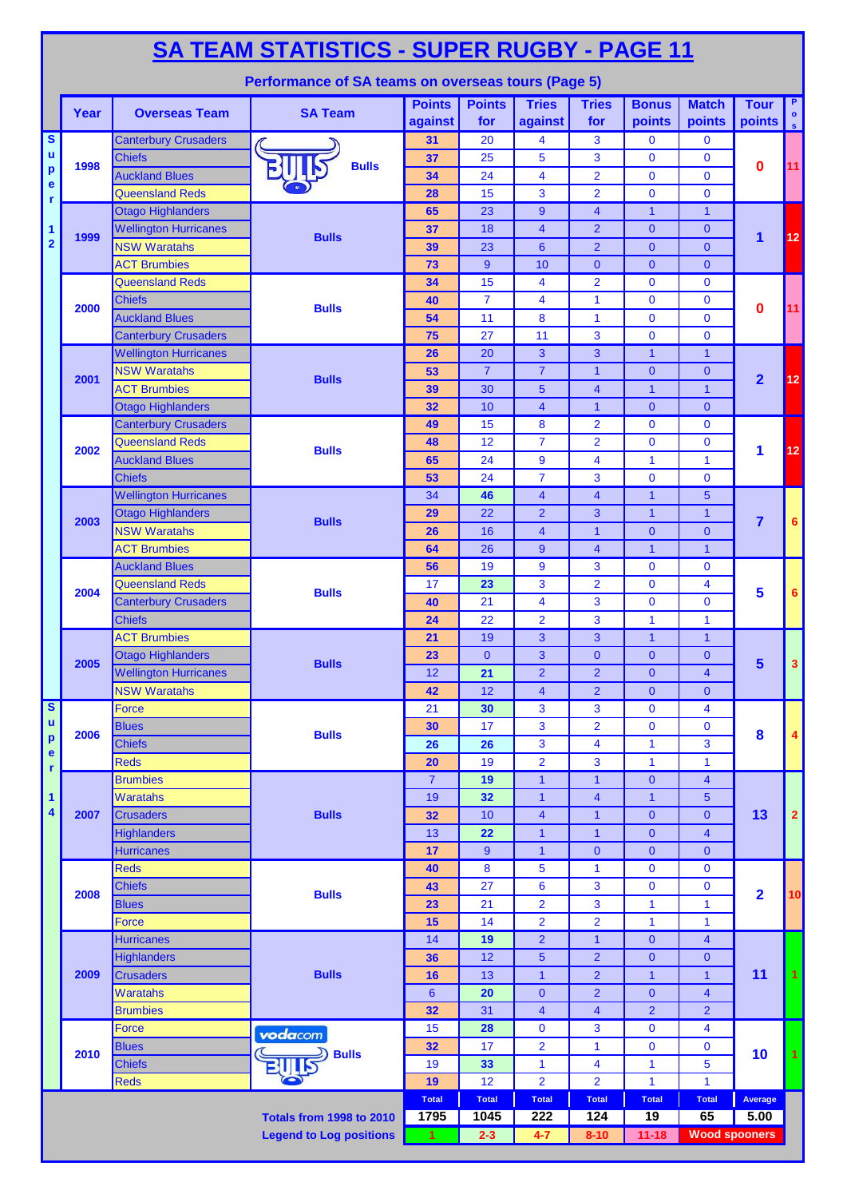# SA TEAM STATISTICS - SUPER RUGBY - PAGE 11

## Performance of SA teams on overseas tours (Page 5)

| | Year | Overseas Team | SA Team | Points against | Points for | Tries against | Tries for | Bonus points | Match points | Tour points | Pos |
|---|---|---|---|---|---|---|---|---|---|---|---|
| Super 12 | 1998 | Canterbury Crusaders | Bulls | 31 | 20 | 4 | 3 | 0 | 0 | 0 | 11 |
| | | Chiefs | | 37 | 25 | 5 | 3 | 0 | 0 | | |
| | | Auckland Blues | | 34 | 24 | 4 | 2 | 0 | 0 | | |
| | | Queensland Reds | | 28 | 15 | 3 | 2 | 0 | 0 | | |
| | 1999 | Otago Highlanders | Bulls | 65 | 23 | 9 | 4 | 1 | 1 | 1 | 12 |
| | | Wellington Hurricanes | | 37 | 18 | 4 | 2 | 0 | 0 | | |
| | | NSW Waratahs | | 39 | 23 | 6 | 2 | 0 | 0 | | |
| | | ACT Brumbies | | 73 | 9 | 10 | 0 | 0 | 0 | | |
| | 2000 | Queensland Reds | Bulls | 34 | 15 | 4 | 2 | 0 | 0 | 0 | 11 |
| | | Chiefs | | 40 | 7 | 4 | 1 | 0 | 0 | | |
| | | Auckland Blues | | 54 | 11 | 8 | 1 | 0 | 0 | | |
| | | Canterbury Crusaders | | 75 | 27 | 11 | 3 | 0 | 0 | | |
| | 2001 | Wellington Hurricanes | Bulls | 26 | 20 | 3 | 3 | 1 | 1 | 2 | 12 |
| | | NSW Waratahs | | 53 | 7 | 7 | 1 | 0 | 0 | | |
| | | ACT Brumbies | | 39 | 30 | 5 | 4 | 1 | 1 | | |
| | | Otago Highlanders | | 32 | 10 | 4 | 1 | 0 | 0 | | |
| | 2002 | Canterbury Crusaders | Bulls | 49 | 15 | 8 | 2 | 0 | 0 | 1 | 12 |
| | | Queensland Reds | | 48 | 12 | 7 | 2 | 0 | 0 | | |
| | | Auckland Blues | | 65 | 24 | 9 | 4 | 1 | 1 | | |
| | | Chiefs | | 53 | 24 | 7 | 3 | 0 | 0 | | |
| | 2003 | Wellington Hurricanes | Bulls | 34 | 46 | 4 | 4 | 1 | 5 | 7 | 6 |
| | | Otago Highlanders | | 29 | 22 | 2 | 3 | 1 | 1 | | |
| | | NSW Waratahs | | 26 | 16 | 4 | 1 | 0 | 0 | | |
| | | ACT Brumbies | | 64 | 26 | 9 | 4 | 1 | 1 | | |
| | 2004 | Auckland Blues | Bulls | 56 | 19 | 9 | 3 | 0 | 0 | 5 | 6 |
| | | Queensland Reds | | 17 | 23 | 3 | 2 | 0 | 4 | | |
| | | Canterbury Crusaders | | 40 | 21 | 4 | 3 | 0 | 0 | | |
| | | Chiefs | | 24 | 22 | 2 | 3 | 1 | 1 | | |
| | 2005 | ACT Brumbies | Bulls | 21 | 19 | 3 | 3 | 1 | 1 | 5 | 3 |
| | | Otago Highlanders | | 23 | 0 | 3 | 0 | 0 | 0 | | |
| | | Wellington Hurricanes | | 12 | 21 | 2 | 2 | 0 | 4 | | |
| | | NSW Waratahs | | 42 | 12 | 4 | 2 | 0 | 0 | | |
| Super 14 | 2006 | Force | Bulls | 21 | 30 | 3 | 3 | 0 | 4 | 8 | 4 |
| | | Blues | | 30 | 17 | 3 | 2 | 0 | 0 | | |
| | | Chiefs | | 26 | 26 | 3 | 4 | 1 | 3 | | |
| | | Reds | | 20 | 19 | 2 | 3 | 1 | 1 | | |
| | 2007 | Brumbies | Bulls | 7 | 19 | 1 | 1 | 0 | 4 | 13 | 2 |
| | | Waratahs | | 19 | 32 | 1 | 4 | 1 | 5 | | |
| | | Crusaders | | 32 | 10 | 4 | 1 | 0 | 0 | | |
| | | Highlanders | | 13 | 22 | 1 | 1 | 0 | 4 | | |
| | | Hurricanes | | 17 | 9 | 1 | 0 | 0 | 0 | | |
| | 2008 | Reds | Bulls | 40 | 8 | 5 | 1 | 0 | 0 | 2 | 10 |
| | | Chiefs | | 43 | 27 | 6 | 3 | 0 | 0 | | |
| | | Blues | | 23 | 21 | 2 | 3 | 1 | 1 | | |
| | | Force | | 15 | 14 | 2 | 2 | 1 | 1 | | |
| | 2009 | Hurricanes | Bulls | 14 | 19 | 2 | 1 | 0 | 4 | 11 | 1 |
| | | Highlanders | | 36 | 12 | 5 | 2 | 0 | 0 | | |
| | | Crusaders | | 16 | 13 | 1 | 2 | 1 | 1 | | |
| | | Waratahs | | 6 | 20 | 0 | 2 | 0 | 4 | | |
| | | Brumbies | | 32 | 31 | 4 | 4 | 2 | 2 | | |
| | 2010 | Force | vodacom Bulls | 15 | 28 | 0 | 3 | 0 | 4 | 10 | 1 |
| | | Blues | | 32 | 17 | 2 | 1 | 0 | 0 | | |
| | | Chiefs | | 19 | 33 | 1 | 4 | 1 | 5 | | |
| | | Reds | | 19 | 12 | 2 | 2 | 1 | 1 | | |
| | | | | Total | Total | Total | Total | Total | Total | Average | |
| | | | Totals from 1998 to 2010 | 1795 | 1045 | 222 | 124 | 19 | 65 | 5.00 | |
| | | | Legend to Log positions | 1 | 2-3 | 4-7 | 8-10 | 11-18 | Wood spooners | | |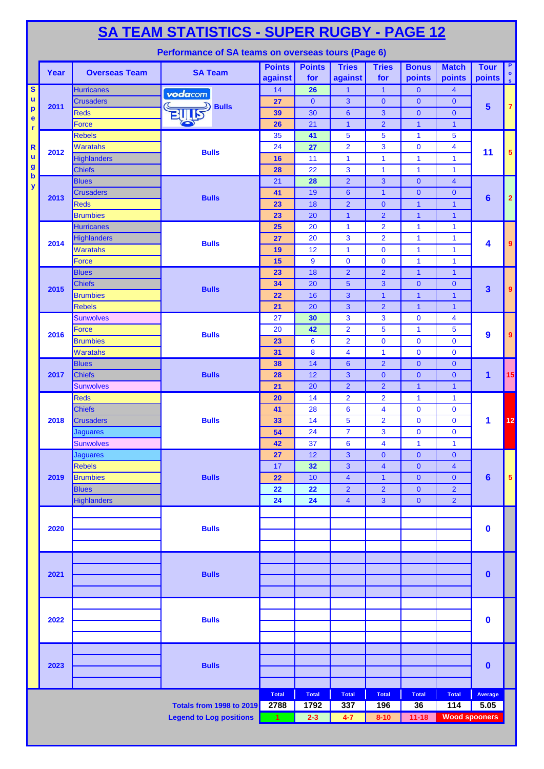# SA TEAM STATISTICS - SUPER RUGBY - PAGE 12

## Performance of SA teams on overseas tours (Page 6)

| Year | Overseas Team | SA Team | Points against | Points for | Tries against | Tries for | Bonus points | Match points | Tour points | Pos |
|---|---|---|---|---|---|---|---|---|---|---|
| 2011 | Hurricanes | vodacom Bulls | 14 | 26 | 1 | 1 | 0 | 4 | 5 | 7 |
| | Crusaders | | 27 | 0 | 3 | 0 | 0 | 0 | | |
| | Reds | | 39 | 30 | 6 | 3 | 0 | 0 | | |
| | Force | | 26 | 21 | 1 | 2 | 1 | 1 | | |
| 2012 | Rebels | Bulls | 35 | 41 | 5 | 5 | 1 | 5 | 11 | 5 |
| | Waratahs | | 24 | 27 | 2 | 3 | 0 | 4 | | |
| | Highlanders | | 16 | 11 | 1 | 1 | 1 | 1 | | |
| | Chiefs | | 28 | 22 | 3 | 1 | 1 | 1 | | |
| 2013 | Blues | Bulls | 21 | 28 | 2 | 3 | 0 | 4 | 6 | 2 |
| | Crusaders | | 41 | 19 | 6 | 1 | 0 | 0 | | |
| | Reds | | 23 | 18 | 2 | 0 | 1 | 1 | | |
| | Brumbies | | 23 | 20 | 1 | 2 | 1 | 1 | | |
| 2014 | Hurricanes | Bulls | 25 | 20 | 1 | 2 | 1 | 1 | 4 | 9 |
| | Highlanders | | 27 | 20 | 3 | 2 | 1 | 1 | | |
| | Waratahs | | 19 | 12 | 1 | 0 | 1 | 1 | | |
| | Force | | 15 | 9 | 0 | 0 | 1 | 1 | | |
| 2015 | Blues | Bulls | 23 | 18 | 2 | 2 | 1 | 1 | 3 | 9 |
| | Chiefs | | 34 | 20 | 5 | 3 | 0 | 0 | | |
| | Brumbies | | 22 | 16 | 3 | 1 | 1 | 1 | | |
| | Rebels | | 21 | 20 | 3 | 2 | 1 | 1 | | |
| 2016 | Sunwolves | Bulls | 27 | 30 | 3 | 3 | 0 | 4 | 9 | 9 |
| | Force | | 20 | 42 | 2 | 5 | 1 | 5 | | |
| | Brumbies | | 23 | 6 | 2 | 0 | 0 | 0 | | |
| | Waratahs | | 31 | 8 | 4 | 1 | 0 | 0 | | |
| 2017 | Blues | Bulls | 38 | 14 | 6 | 2 | 0 | 0 | 1 | 15 |
| | Chiefs | | 28 | 12 | 3 | 0 | 0 | 0 | | |
| | Sunwolves | | 21 | 20 | 2 | 2 | 1 | 1 | | |
| 2018 | Reds | Bulls | 20 | 14 | 2 | 2 | 1 | 1 | 1 | 12 |
| | Chiefs | | 41 | 28 | 6 | 4 | 0 | 0 | | |
| | Crusaders | | 33 | 14 | 5 | 2 | 0 | 0 | | |
| | Jaguares | | 54 | 24 | 7 | 3 | 0 | 0 | | |
| | Sunwolves | | 42 | 37 | 6 | 4 | 1 | 1 | | |
| 2019 | Jaguares | Bulls | 27 | 12 | 3 | 0 | 0 | 0 | 6 | 5 |
| | Rebels | | 17 | 32 | 3 | 4 | 0 | 4 | | |
| | Brumbies | | 22 | 10 | 4 | 1 | 0 | 0 | | |
| | Blues | | 22 | 22 | 2 | 2 | 0 | 2 | | |
| | Highlanders | | 24 | 24 | 4 | 3 | 0 | 2 | | |
| 2020 | | Bulls | | | | | | | 0 | |
| 2021 | | Bulls | | | | | | | 0 | |
| 2022 | | Bulls | | | | | | | 0 | |
| 2023 | | Bulls | | | | | | | 0 | |
| | | | Total | Total | Total | Total | Total | Total | Average | |
| | | Totals from 1998 to 2019 | 2788 | 1792 | 337 | 196 | 36 | 114 | 5.05 | |
| | | Legend to Log positions | 1 | 2-3 | 4-7 | 8-10 | 11-18 | Wood spooners | | |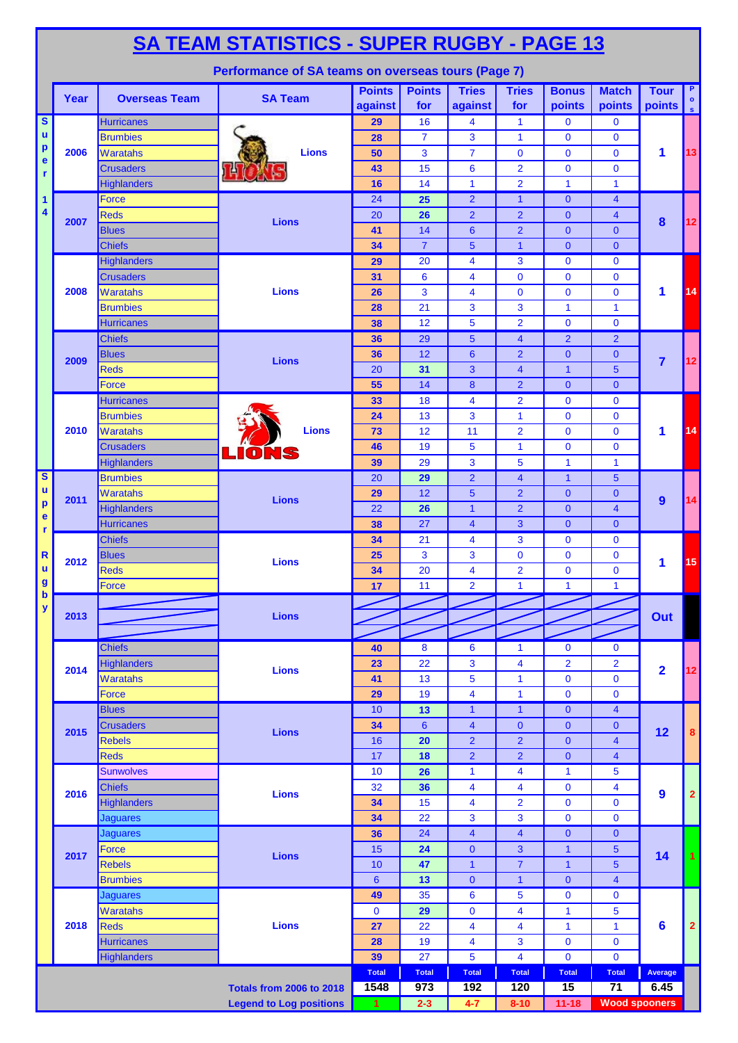# SA TEAM STATISTICS - SUPER RUGBY - PAGE 13

## Performance of SA teams on overseas tours (Page 7)

| | Year | Overseas Team | SA Team | Points against | Points for | Tries against | Tries for | Bonus points | Match points | Tour points | Pos |
|---|---|---|---|---|---|---|---|---|---|---|---|
| Super 14 | 2006 | Hurricanes | Lions | 29 | 16 | 4 | 1 | 0 | 0 | 1 | 13 |
| | | Brumbies | | 28 | 7 | 3 | 1 | 0 | 0 | | |
| | | Waratahs | | 50 | 3 | 7 | 0 | 0 | 0 | | |
| | | Crusaders | | 43 | 15 | 6 | 2 | 0 | 0 | | |
| | | Highlanders | | 16 | 14 | 1 | 2 | 1 | 1 | | |
| | 2007 | Force | Lions | 24 | 25 | 2 | 1 | 0 | 4 | 8 | 12 |
| | | Reds | | 20 | 26 | 2 | 2 | 0 | 4 | | |
| | | Blues | | 41 | 14 | 6 | 2 | 0 | 0 | | |
| | | Chiefs | | 34 | 7 | 5 | 1 | 0 | 0 | | |
| | 2008 | Highlanders | Lions | 29 | 20 | 4 | 3 | 0 | 0 | 1 | 14 |
| | | Crusaders | | 31 | 6 | 4 | 0 | 0 | 0 | | |
| | | Waratahs | | 26 | 3 | 4 | 0 | 0 | 0 | | |
| | | Brumbies | | 28 | 21 | 3 | 3 | 1 | 1 | | |
| | | Hurricanes | | 38 | 12 | 5 | 2 | 0 | 0 | | |
| | 2009 | Chiefs | Lions | 36 | 29 | 5 | 4 | 2 | 2 | 7 | 12 |
| | | Blues | | 36 | 12 | 6 | 2 | 0 | 0 | | |
| | | Reds | | 20 | 31 | 3 | 4 | 1 | 5 | | |
| | | Force | | 55 | 14 | 8 | 2 | 0 | 0 | | |
| | 2010 | Hurricanes | Lions | 33 | 18 | 4 | 2 | 0 | 0 | 1 | 14 |
| | | Brumbies | | 24 | 13 | 3 | 1 | 0 | 0 | | |
| | | Waratahs | | 73 | 12 | 11 | 2 | 0 | 0 | | |
| | | Crusaders | | 46 | 19 | 5 | 1 | 0 | 0 | | |
| | | Highlanders | | 39 | 29 | 3 | 5 | 1 | 1 | | |
| Super Rugby | 2011 | Brumbies | Lions | 20 | 29 | 2 | 4 | 1 | 5 | 9 | 14 |
| | | Waratahs | | 29 | 12 | 5 | 2 | 0 | 0 | | |
| | | Highlanders | | 22 | 26 | 1 | 2 | 0 | 4 | | |
| | | Hurricanes | | 38 | 27 | 4 | 3 | 0 | 0 | | |
| | 2012 | Chiefs | Lions | 34 | 21 | 4 | 3 | 0 | 0 | 1 | 15 |
| | | Blues | | 25 | 3 | 3 | 0 | 0 | 0 | | |
| | | Reds | | 34 | 20 | 4 | 2 | 0 | 0 | | |
| | | Force | | 17 | 11 | 2 | 1 | 1 | 1 | | |
| | 2013 | | Lions | | | | | | | Out | |
| | 2014 | Chiefs | Lions | 40 | 8 | 6 | 1 | 0 | 0 | 2 | 12 |
| | | Highlanders | | 23 | 22 | 3 | 4 | 2 | 2 | | |
| | | Waratahs | | 41 | 13 | 5 | 1 | 0 | 0 | | |
| | | Force | | 29 | 19 | 4 | 1 | 0 | 0 | | |
| | 2015 | Blues | Lions | 10 | 13 | 1 | 1 | 0 | 4 | 12 | 8 |
| | | Crusaders | | 34 | 6 | 4 | 0 | 0 | 0 | | |
| | | Rebels | | 16 | 20 | 2 | 2 | 0 | 4 | | |
| | | Reds | | 17 | 18 | 2 | 2 | 0 | 4 | | |
| | 2016 | Sunwolves | Lions | 10 | 26 | 1 | 4 | 1 | 5 | 9 | 2 |
| | | Chiefs | | 32 | 36 | 4 | 4 | 0 | 4 | | |
| | | Highlanders | | 34 | 15 | 4 | 2 | 0 | 0 | | |
| | | Jaguares | | 34 | 22 | 3 | 3 | 0 | 0 | | |
| | 2017 | Jaguares | Lions | 36 | 24 | 4 | 4 | 0 | 0 | 14 | 1 |
| | | Force | | 15 | 24 | 0 | 3 | 1 | 5 | | |
| | | Rebels | | 10 | 47 | 1 | 7 | 1 | 5 | | |
| | | Brumbies | | 6 | 13 | 0 | 1 | 0 | 4 | | |
| | 2018 | Jaguares | Lions | 49 | 35 | 6 | 5 | 0 | 0 | 6 | 2 |
| | | Waratahs | | 0 | 29 | 0 | 4 | 1 | 5 | | |
| | | Reds | | 27 | 22 | 4 | 4 | 1 | 1 | | |
| | | Hurricanes | | 28 | 19 | 4 | 3 | 0 | 0 | | |
| | | Highlanders | | 39 | 27 | 5 | 4 | 0 | 0 | | |
| | | | | Total | Total | Total | Total | Total | Total | Average | |
| | | | Totals from 2006 to 2018 | 1548 | 973 | 192 | 120 | 15 | 71 | 6.45 | |
| | | | Legend to Log positions | 1 | 2-3 | 4-7 | 8-10 | 11-18 | Wood spooners | | |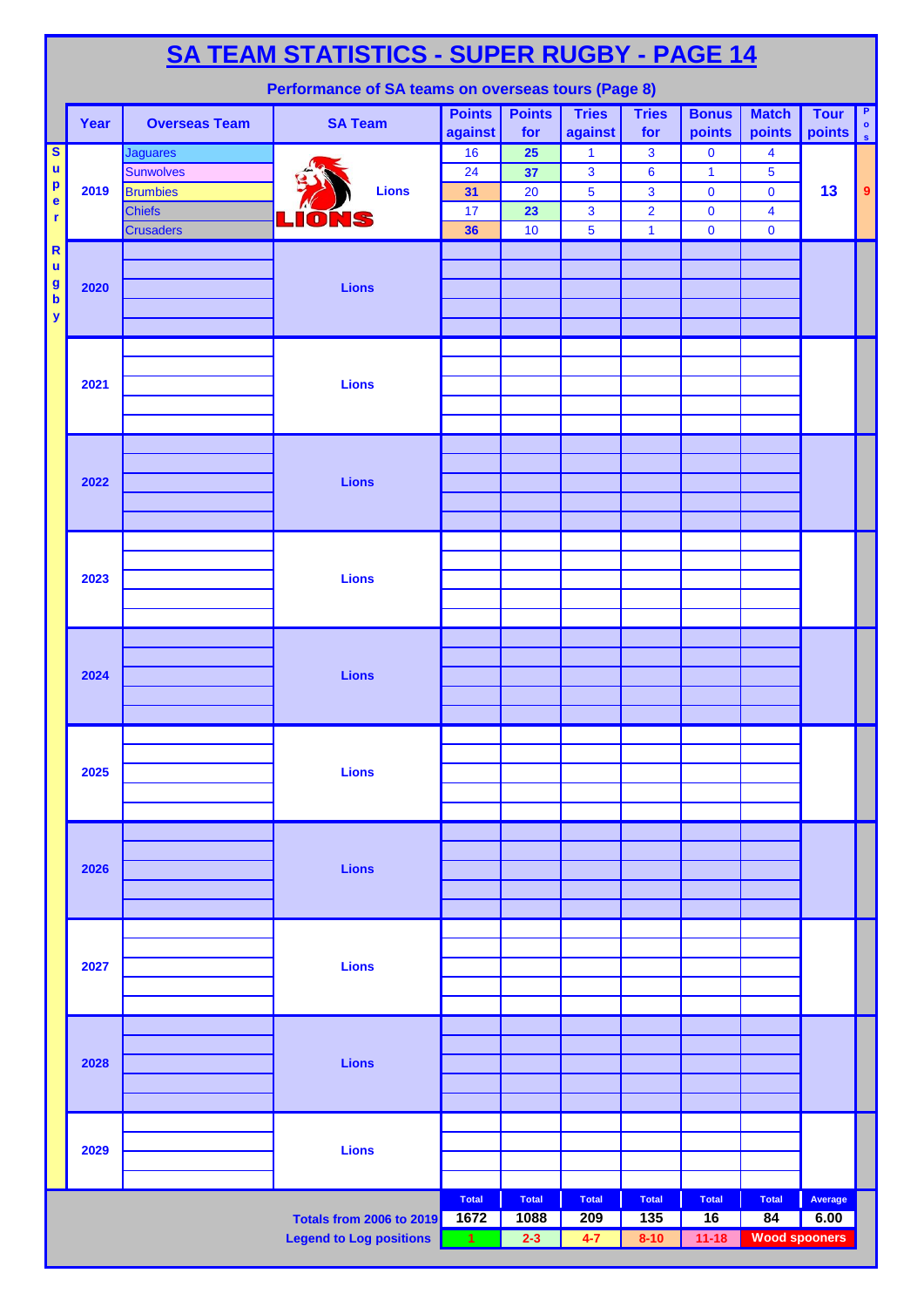# SA TEAM STATISTICS - SUPER RUGBY - PAGE 14

## Performance of SA teams on overseas tours (Page 8)

| | Year | Overseas Team | SA Team | Points against | Points for | Tries against | Tries for | Bonus points | Match points | Tour points | Pos |
|---|---|---|---|---|---|---|---|---|---|---|---|
| Super Rugby | 2019 | Jaguares | Lions | 16 | 25 | 1 | 3 | 0 | 4 | 13 | 9 |
| | | Sunwolves | | 24 | 37 | 3 | 6 | 1 | 5 | | |
| | | Brumbies | | 31 | 20 | 5 | 3 | 0 | 0 | | |
| | | Chiefs | | 17 | 23 | 3 | 2 | 0 | 4 | | |
| | | Crusaders | | 36 | 10 | 5 | 1 | 0 | 0 | | |
| | 2020 | | Lions | | | | | | | | |
| | 2021 | | Lions | | | | | | | | |
| | 2022 | | Lions | | | | | | | | |
| | 2023 | | Lions | | | | | | | | |
| | 2024 | | Lions | | | | | | | | |
| | 2025 | | Lions | | | | | | | | |
| | 2026 | | Lions | | | | | | | | |
| | 2027 | | Lions | | | | | | | | |
| | 2028 | | Lions | | | | | | | | |
| | 2029 | | Lions | | | | | | | | |
| | | | | Total | Total | Total | Total | Total | Total | Average | |
| | | | Totals from 2006 to 2019 | 1672 | 1088 | 209 | 135 | 16 | 84 | 6.00 | |
| | | | Legend to Log positions | 1 | 2-3 | 4-7 | 8-10 | 11-18 | Wood spooners | | |